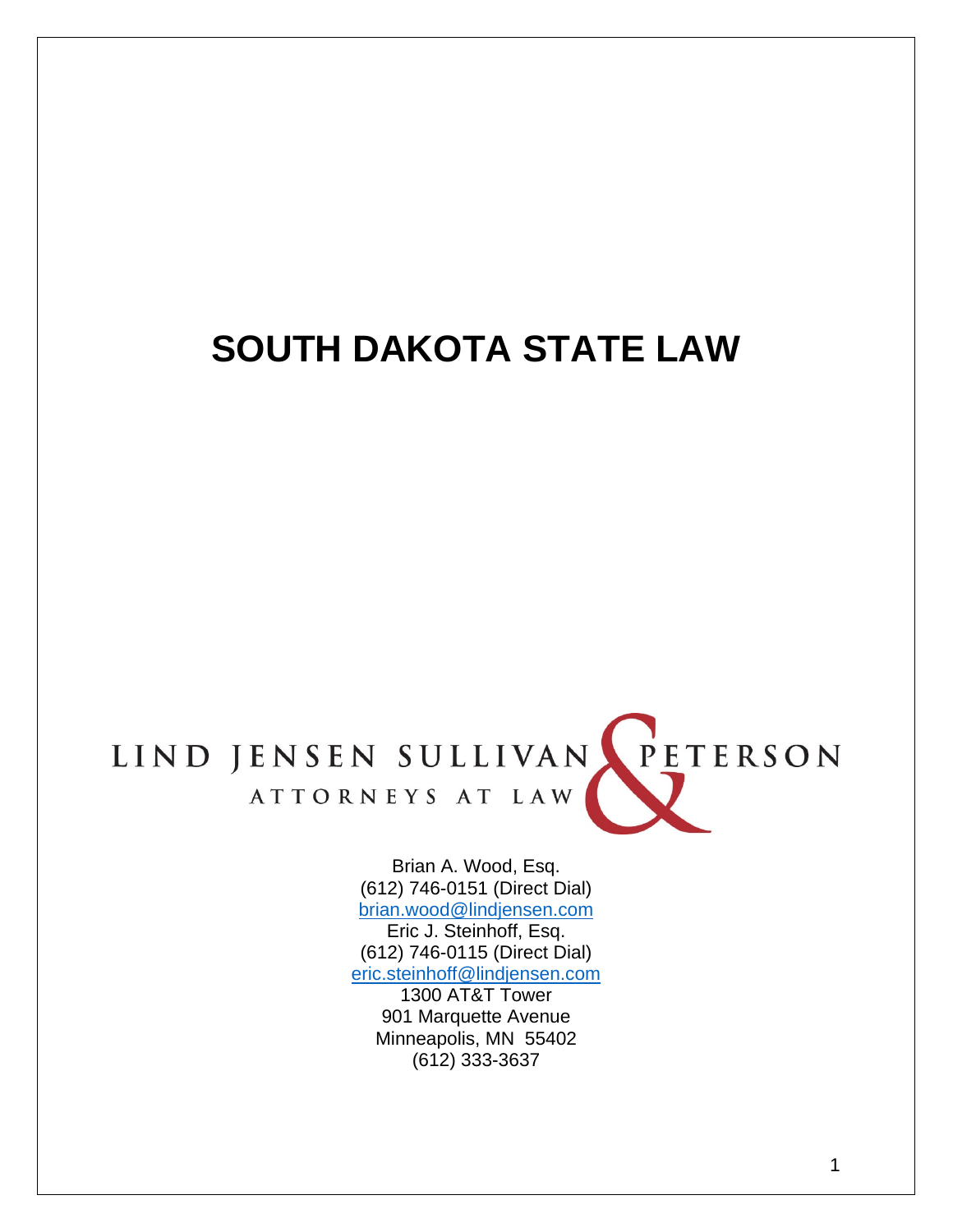# SOUTH DAKOTA STATE LAW

LIND JENSEN SULLIVAN & PETERSON

ATTORNEYS AT LAW

Brian A. Wood, Esq.
(612) 746-0151 (Direct Dial)
brian.wood@lindjensen.com
Eric J. Steinhoff, Esq.
(612) 746-0115 (Direct Dial)
eric.steinhoff@lindjensen.com
1300 AT&T Tower
901 Marquette Avenue
Minneapolis, MN 55402
(612) 333-3637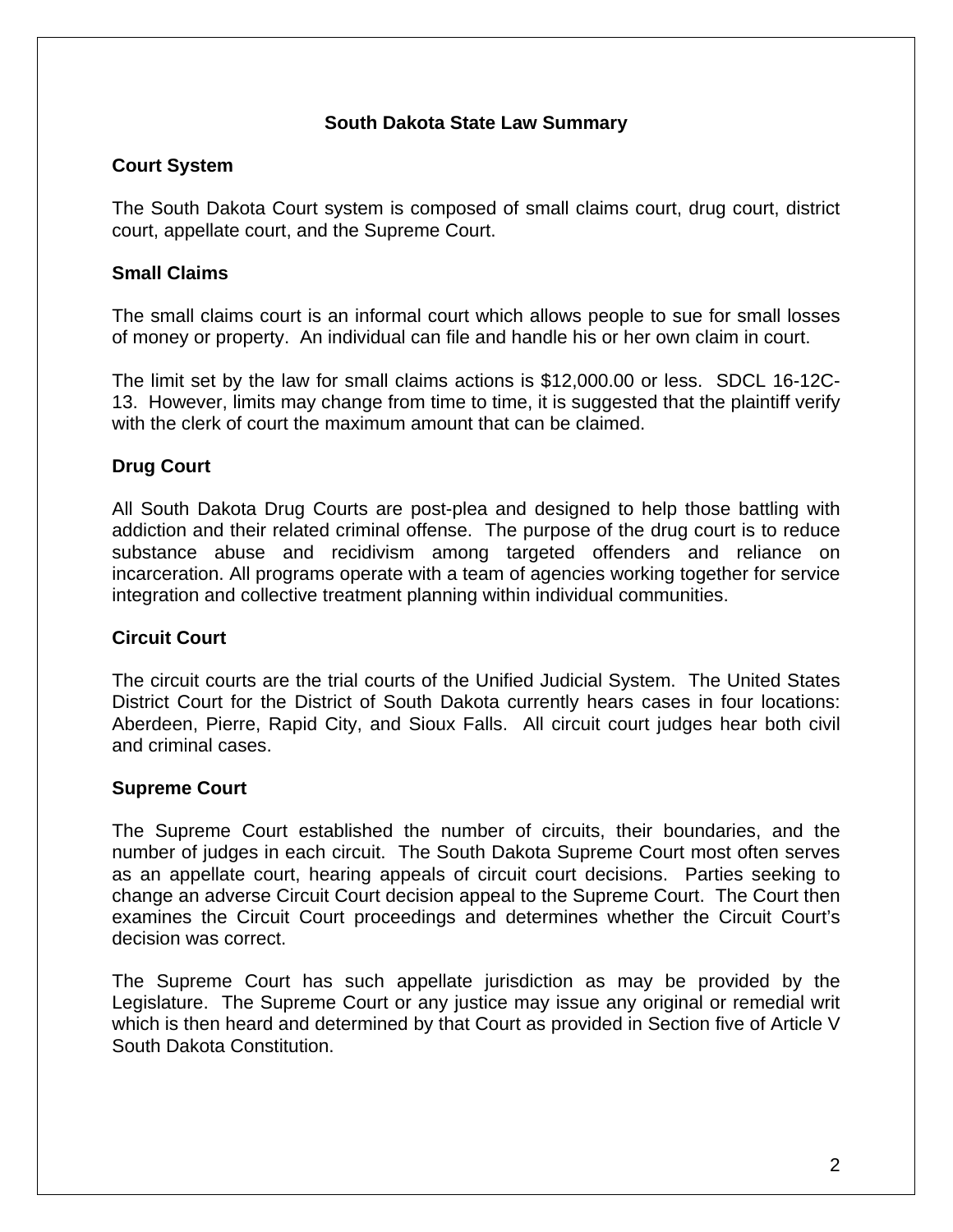# South Dakota State Law Summary

## Court System

The South Dakota Court system is composed of small claims court, drug court, district court, appellate court, and the Supreme Court.

## Small Claims

The small claims court is an informal court which allows people to sue for small losses of money or property. An individual can file and handle his or her own claim in court.

The limit set by the law for small claims actions is $12,000.00 or less. SDCL 16-12C-13. However, limits may change from time to time, it is suggested that the plaintiff verify with the clerk of court the maximum amount that can be claimed.

## Drug Court

All South Dakota Drug Courts are post-plea and designed to help those battling with addiction and their related criminal offense. The purpose of the drug court is to reduce substance abuse and recidivism among targeted offenders and reliance on incarceration. All programs operate with a team of agencies working together for service integration and collective treatment planning within individual communities.

## Circuit Court

The circuit courts are the trial courts of the Unified Judicial System. The United States District Court for the District of South Dakota currently hears cases in four locations: Aberdeen, Pierre, Rapid City, and Sioux Falls. All circuit court judges hear both civil and criminal cases.

## Supreme Court

The Supreme Court established the number of circuits, their boundaries, and the number of judges in each circuit. The South Dakota Supreme Court most often serves as an appellate court, hearing appeals of circuit court decisions. Parties seeking to change an adverse Circuit Court decision appeal to the Supreme Court. The Court then examines the Circuit Court proceedings and determines whether the Circuit Court's decision was correct.

The Supreme Court has such appellate jurisdiction as may be provided by the Legislature. The Supreme Court or any justice may issue any original or remedial writ which is then heard and determined by that Court as provided in Section five of Article V South Dakota Constitution.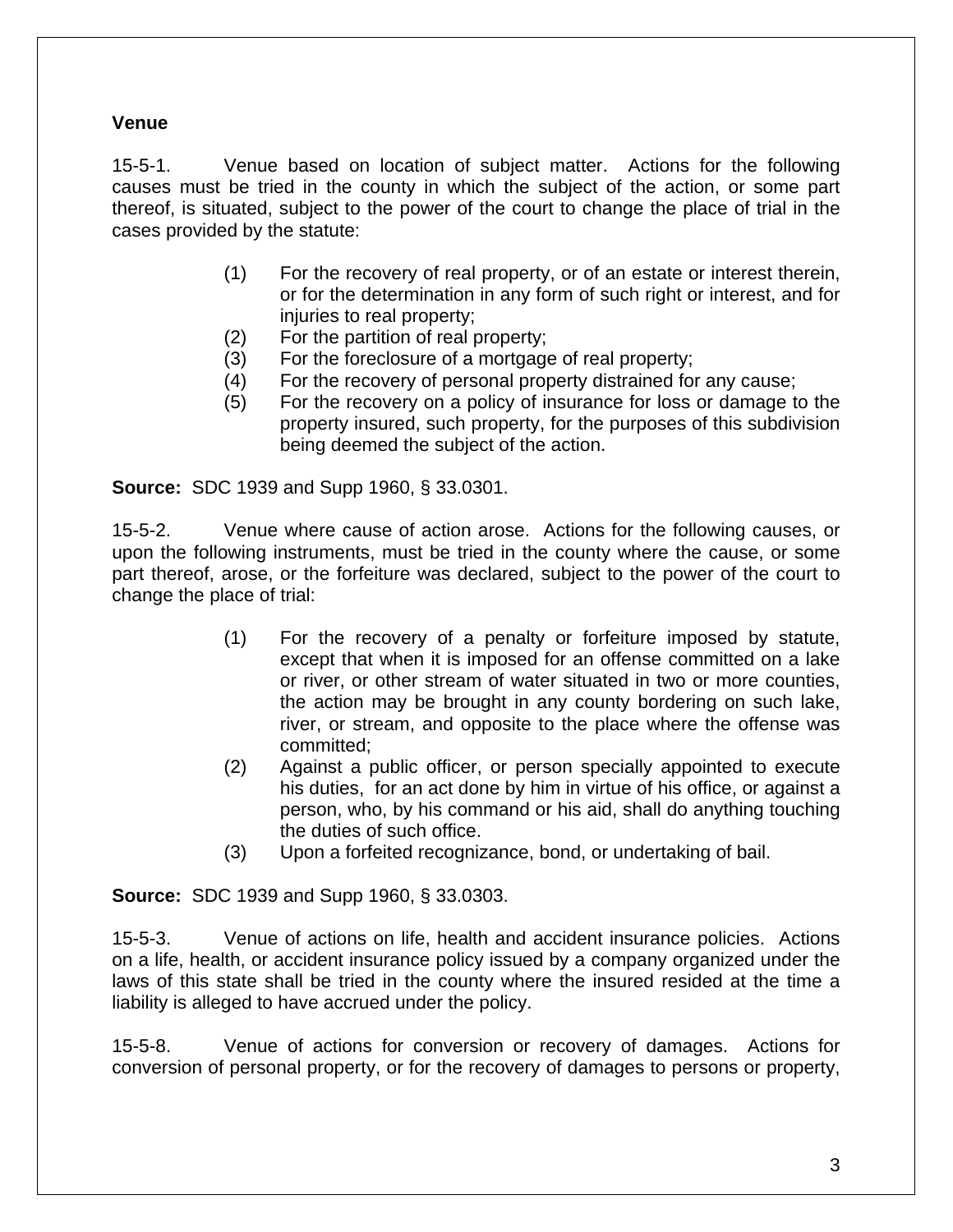**Venue**

15-5-1. Venue based on location of subject matter. Actions for the following causes must be tried in the county in which the subject of the action, or some part thereof, is situated, subject to the power of the court to change the place of trial in the cases provided by the statute:

(1) For the recovery of real property, or of an estate or interest therein, or for the determination in any form of such right or interest, and for injuries to real property;
(2) For the partition of real property;
(3) For the foreclosure of a mortgage of real property;
(4) For the recovery of personal property distrained for any cause;
(5) For the recovery on a policy of insurance for loss or damage to the property insured, such property, for the purposes of this subdivision being deemed the subject of the action.

**Source:** SDC 1939 and Supp 1960, § 33.0301.

15-5-2. Venue where cause of action arose. Actions for the following causes, or upon the following instruments, must be tried in the county where the cause, or some part thereof, arose, or the forfeiture was declared, subject to the power of the court to change the place of trial:

(1) For the recovery of a penalty or forfeiture imposed by statute, except that when it is imposed for an offense committed on a lake or river, or other stream of water situated in two or more counties, the action may be brought in any county bordering on such lake, river, or stream, and opposite to the place where the offense was committed;
(2) Against a public officer, or person specially appointed to execute his duties, for an act done by him in virtue of his office, or against a person, who, by his command or his aid, shall do anything touching the duties of such office.
(3) Upon a forfeited recognizance, bond, or undertaking of bail.

**Source:** SDC 1939 and Supp 1960, § 33.0303.

15-5-3. Venue of actions on life, health and accident insurance policies. Actions on a life, health, or accident insurance policy issued by a company organized under the laws of this state shall be tried in the county where the insured resided at the time a liability is alleged to have accrued under the policy.

15-5-8. Venue of actions for conversion or recovery of damages. Actions for conversion of personal property, or for the recovery of damages to persons or property,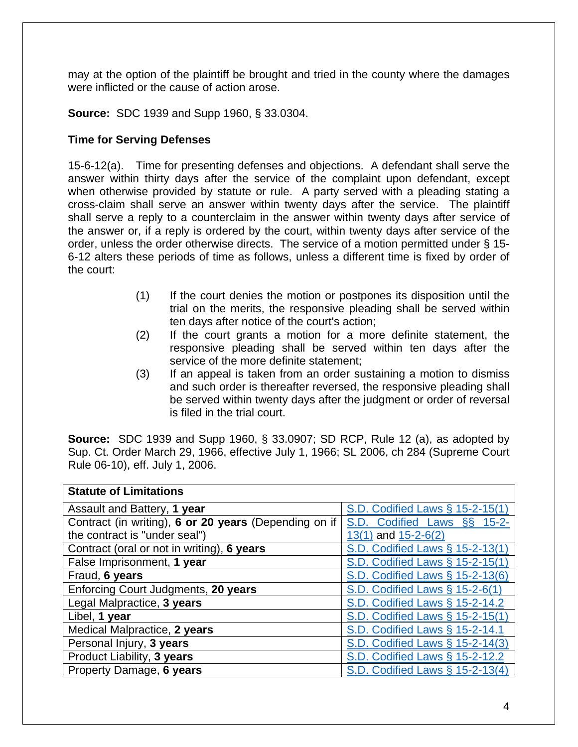may at the option of the plaintiff be brought and tried in the county where the damages were inflicted or the cause of action arose.

**Source:** SDC 1939 and Supp 1960, § 33.0304.

**Time for Serving Defenses**

15-6-12(a). Time for presenting defenses and objections. A defendant shall serve the answer within thirty days after the service of the complaint upon defendant, except when otherwise provided by statute or rule. A party served with a pleading stating a cross-claim shall serve an answer within twenty days after the service. The plaintiff shall serve a reply to a counterclaim in the answer within twenty days after service of the answer or, if a reply is ordered by the court, within twenty days after service of the order, unless the order otherwise directs. The service of a motion permitted under § 15-6-12 alters these periods of time as follows, unless a different time is fixed by order of the court:

(1) If the court denies the motion or postpones its disposition until the trial on the merits, the responsive pleading shall be served within ten days after notice of the court's action;
(2) If the court grants a motion for a more definite statement, the responsive pleading shall be served within ten days after the service of the more definite statement;
(3) If an appeal is taken from an order sustaining a motion to dismiss and such order is thereafter reversed, the responsive pleading shall be served within twenty days after the judgment or order of reversal is filed in the trial court.

**Source:** SDC 1939 and Supp 1960, § 33.0907; SD RCP, Rule 12 (a), as adopted by Sup. Ct. Order March 29, 1966, effective July 1, 1966; SL 2006, ch 284 (Supreme Court Rule 06-10), eff. July 1, 2006.

| **Statute of Limitations** | |
|---|---|
| Assault and Battery, **1 year** | S.D. Codified Laws § 15-2-15(1) |
| Contract (in writing), **6 or 20 years** (Depending on if the contract is "under seal") | S.D. Codified Laws §§ 15-2-13(1) and 15-2-6(2) |
| Contract (oral or not in writing), **6 years** | S.D. Codified Laws § 15-2-13(1) |
| False Imprisonment, **1 year** | S.D. Codified Laws § 15-2-15(1) |
| Fraud, **6 years** | S.D. Codified Laws § 15-2-13(6) |
| Enforcing Court Judgments, **20 years** | S.D. Codified Laws § 15-2-6(1) |
| Legal Malpractice, **3 years** | S.D. Codified Laws § 15-2-14.2 |
| Libel, **1 year** | S.D. Codified Laws § 15-2-15(1) |
| Medical Malpractice, **2 years** | S.D. Codified Laws § 15-2-14.1 |
| Personal Injury, **3 years** | S.D. Codified Laws § 15-2-14(3) |
| Product Liability, **3 years** | S.D. Codified Laws § 15-2-12.2 |
| Property Damage, **6 years** | S.D. Codified Laws § 15-2-13(4) |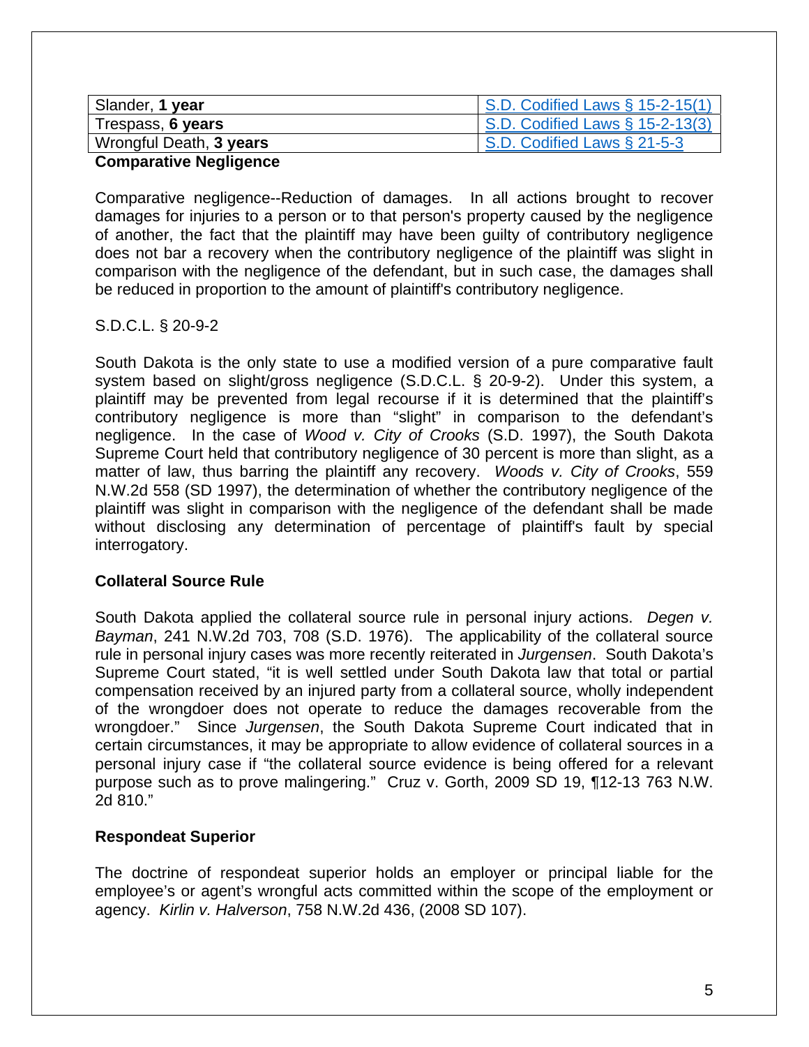| | |
|---|---|
| Slander, **1 year** | S.D. Codified Laws § 15-2-15(1) |
| Trespass, **6 years** | S.D. Codified Laws § 15-2-13(3) |
| Wrongful Death, **3 years** | S.D. Codified Laws § 21-5-3 |

**Comparative Negligence**

Comparative negligence--Reduction of damages. In all actions brought to recover damages for injuries to a person or to that person's property caused by the negligence of another, the fact that the plaintiff may have been guilty of contributory negligence does not bar a recovery when the contributory negligence of the plaintiff was slight in comparison with the negligence of the defendant, but in such case, the damages shall be reduced in proportion to the amount of plaintiff's contributory negligence.

S.D.C.L. § 20-9-2

South Dakota is the only state to use a modified version of a pure comparative fault system based on slight/gross negligence (S.D.C.L. § 20-9-2). Under this system, a plaintiff may be prevented from legal recourse if it is determined that the plaintiff's contributory negligence is more than "slight" in comparison to the defendant's negligence. In the case of *Wood v. City of Crooks* (S.D. 1997), the South Dakota Supreme Court held that contributory negligence of 30 percent is more than slight, as a matter of law, thus barring the plaintiff any recovery. *Woods v. City of Crooks*, 559 N.W.2d 558 (SD 1997), the determination of whether the contributory negligence of the plaintiff was slight in comparison with the negligence of the defendant shall be made without disclosing any determination of percentage of plaintiff's fault by special interrogatory.

**Collateral Source Rule**

South Dakota applied the collateral source rule in personal injury actions. *Degen v. Bayman*, 241 N.W.2d 703, 708 (S.D. 1976). The applicability of the collateral source rule in personal injury cases was more recently reiterated in *Jurgensen*. South Dakota's Supreme Court stated, "it is well settled under South Dakota law that total or partial compensation received by an injured party from a collateral source, wholly independent of the wrongdoer does not operate to reduce the damages recoverable from the wrongdoer." Since *Jurgensen*, the South Dakota Supreme Court indicated that in certain circumstances, it may be appropriate to allow evidence of collateral sources in a personal injury case if "the collateral source evidence is being offered for a relevant purpose such as to prove malingering." Cruz v. Gorth, 2009 SD 19, ¶12-13 763 N.W. 2d 810."

**Respondeat Superior**

The doctrine of respondeat superior holds an employer or principal liable for the employee's or agent's wrongful acts committed within the scope of the employment or agency. *Kirlin v. Halverson*, 758 N.W.2d 436, (2008 SD 107).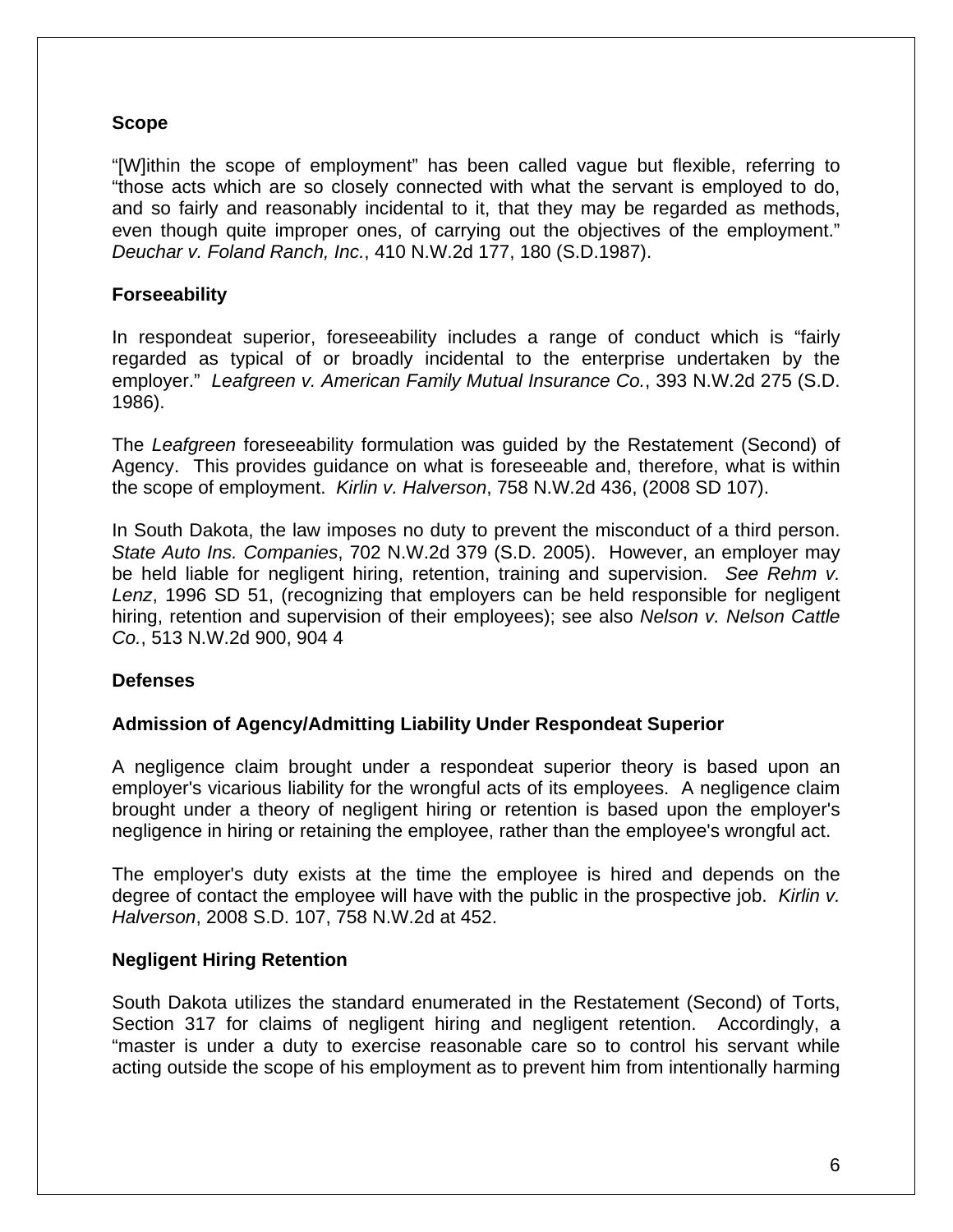**Scope**

"[W]ithin the scope of employment" has been called vague but flexible, referring to "those acts which are so closely connected with what the servant is employed to do, and so fairly and reasonably incidental to it, that they may be regarded as methods, even though quite improper ones, of carrying out the objectives of the employment." *Deuchar v. Foland Ranch, Inc.*, 410 N.W.2d 177, 180 (S.D.1987).

**Forseeability**

In respondeat superior, foreseeability includes a range of conduct which is "fairly regarded as typical of or broadly incidental to the enterprise undertaken by the employer." *Leafgreen v. American Family Mutual Insurance Co.*, 393 N.W.2d 275 (S.D. 1986).

The *Leafgreen* foreseeability formulation was guided by the Restatement (Second) of Agency. This provides guidance on what is foreseeable and, therefore, what is within the scope of employment. *Kirlin v. Halverson*, 758 N.W.2d 436, (2008 SD 107).

In South Dakota, the law imposes no duty to prevent the misconduct of a third person. *State Auto Ins. Companies*, 702 N.W.2d 379 (S.D. 2005). However, an employer may be held liable for negligent hiring, retention, training and supervision. *See Rehm v. Lenz*, 1996 SD 51, (recognizing that employers can be held responsible for negligent hiring, retention and supervision of their employees); see also *Nelson v. Nelson Cattle Co.*, 513 N.W.2d 900, 904 4

**Defenses**

**Admission of Agency/Admitting Liability Under Respondeat Superior**

A negligence claim brought under a respondeat superior theory is based upon an employer's vicarious liability for the wrongful acts of its employees. A negligence claim brought under a theory of negligent hiring or retention is based upon the employer's negligence in hiring or retaining the employee, rather than the employee's wrongful act.

The employer's duty exists at the time the employee is hired and depends on the degree of contact the employee will have with the public in the prospective job. *Kirlin v. Halverson*, 2008 S.D. 107, 758 N.W.2d at 452.

**Negligent Hiring Retention**

South Dakota utilizes the standard enumerated in the Restatement (Second) of Torts, Section 317 for claims of negligent hiring and negligent retention. Accordingly, a "master is under a duty to exercise reasonable care so to control his servant while acting outside the scope of his employment as to prevent him from intentionally harming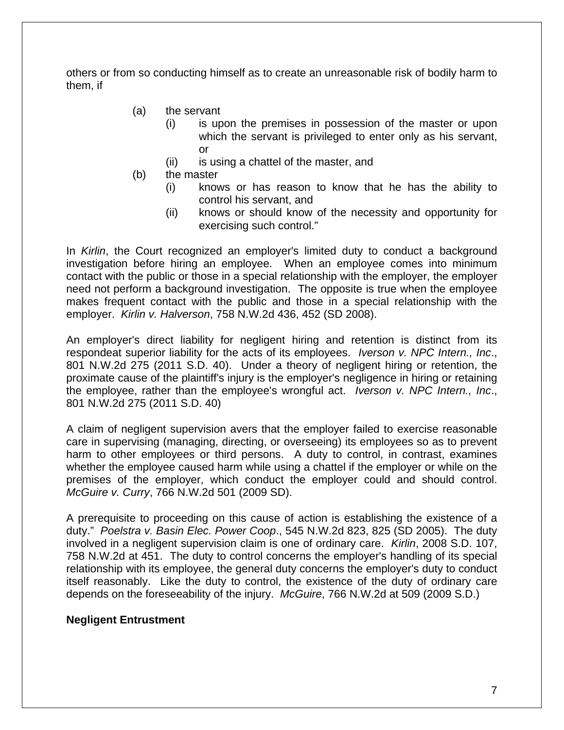others or from so conducting himself as to create an unreasonable risk of bodily harm to them, if

> (a) the servant
>> (i) is upon the premises in possession of the master or upon which the servant is privileged to enter only as his servant, or
>>
>> (ii) is using a chattel of the master, and
>
> (b) the master
>> (i) knows or has reason to know that he has the ability to control his servant, and
>>
>> (ii) knows or should know of the necessity and opportunity for exercising such control."

In *Kirlin*, the Court recognized an employer's limited duty to conduct a background investigation before hiring an employee. When an employee comes into minimum contact with the public or those in a special relationship with the employer, the employer need not perform a background investigation. The opposite is true when the employee makes frequent contact with the public and those in a special relationship with the employer. *Kirlin v. Halverson*, 758 N.W.2d 436, 452 (SD 2008).

An employer's direct liability for negligent hiring and retention is distinct from its respondeat superior liability for the acts of its employees. *Iverson v. NPC Intern., Inc*., 801 N.W.2d 275 (2011 S.D. 40). Under a theory of negligent hiring or retention, the proximate cause of the plaintiff's injury is the employer's negligence in hiring or retaining the employee, rather than the employee's wrongful act. *Iverson v. NPC Intern., Inc*., 801 N.W.2d 275 (2011 S.D. 40)

A claim of negligent supervision avers that the employer failed to exercise reasonable care in supervising (managing, directing, or overseeing) its employees so as to prevent harm to other employees or third persons. A duty to control, in contrast, examines whether the employee caused harm while using a chattel if the employer or while on the premises of the employer, which conduct the employer could and should control. *McGuire v. Curry*, 766 N.W.2d 501 (2009 SD).

A prerequisite to proceeding on this cause of action is establishing the existence of a duty." *Poelstra v. Basin Elec. Power Coop*., 545 N.W.2d 823, 825 (SD 2005). The duty involved in a negligent supervision claim is one of ordinary care. *Kirlin*, 2008 S.D. 107, 758 N.W.2d at 451. The duty to control concerns the employer's handling of its special relationship with its employee, the general duty concerns the employer's duty to conduct itself reasonably. Like the duty to control, the existence of the duty of ordinary care depends on the foreseeability of the injury. *McGuire*, 766 N.W.2d at 509 (2009 S.D.)

**Negligent Entrustment**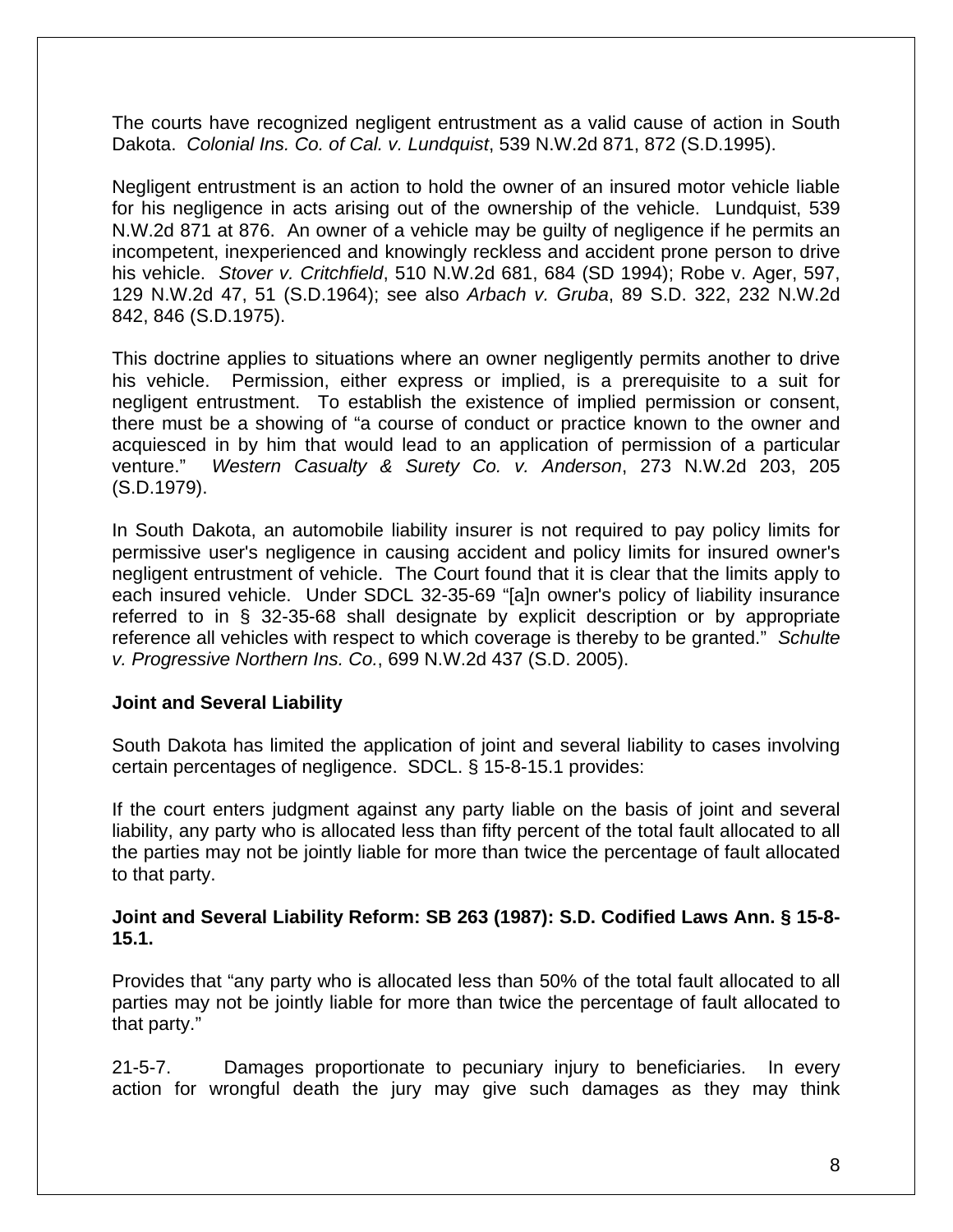The courts have recognized negligent entrustment as a valid cause of action in South Dakota. *Colonial Ins. Co. of Cal. v. Lundquist*, 539 N.W.2d 871, 872 (S.D.1995).

Negligent entrustment is an action to hold the owner of an insured motor vehicle liable for his negligence in acts arising out of the ownership of the vehicle. Lundquist, 539 N.W.2d 871 at 876. An owner of a vehicle may be guilty of negligence if he permits an incompetent, inexperienced and knowingly reckless and accident prone person to drive his vehicle. *Stover v. Critchfield*, 510 N.W.2d 681, 684 (SD 1994); Robe v. Ager, 597, 129 N.W.2d 47, 51 (S.D.1964); see also *Arbach v. Gruba*, 89 S.D. 322, 232 N.W.2d 842, 846 (S.D.1975).

This doctrine applies to situations where an owner negligently permits another to drive his vehicle. Permission, either express or implied, is a prerequisite to a suit for negligent entrustment. To establish the existence of implied permission or consent, there must be a showing of "a course of conduct or practice known to the owner and acquiesced in by him that would lead to an application of permission of a particular venture." *Western Casualty & Surety Co. v. Anderson*, 273 N.W.2d 203, 205 (S.D.1979).

In South Dakota, an automobile liability insurer is not required to pay policy limits for permissive user's negligence in causing accident and policy limits for insured owner's negligent entrustment of vehicle. The Court found that it is clear that the limits apply to each insured vehicle. Under SDCL 32-35-69 "[a]n owner's policy of liability insurance referred to in § 32-35-68 shall designate by explicit description or by appropriate reference all vehicles with respect to which coverage is thereby to be granted." *Schulte v. Progressive Northern Ins. Co.*, 699 N.W.2d 437 (S.D. 2005).

**Joint and Several Liability**

South Dakota has limited the application of joint and several liability to cases involving certain percentages of negligence. SDCL. § 15-8-15.1 provides:

If the court enters judgment against any party liable on the basis of joint and several liability, any party who is allocated less than fifty percent of the total fault allocated to all the parties may not be jointly liable for more than twice the percentage of fault allocated to that party.

**Joint and Several Liability Reform: SB 263 (1987): S.D. Codified Laws Ann. § 15-8-15.1.**

Provides that "any party who is allocated less than 50% of the total fault allocated to all parties may not be jointly liable for more than twice the percentage of fault allocated to that party."

21-5-7. Damages proportionate to pecuniary injury to beneficiaries. In every action for wrongful death the jury may give such damages as they may think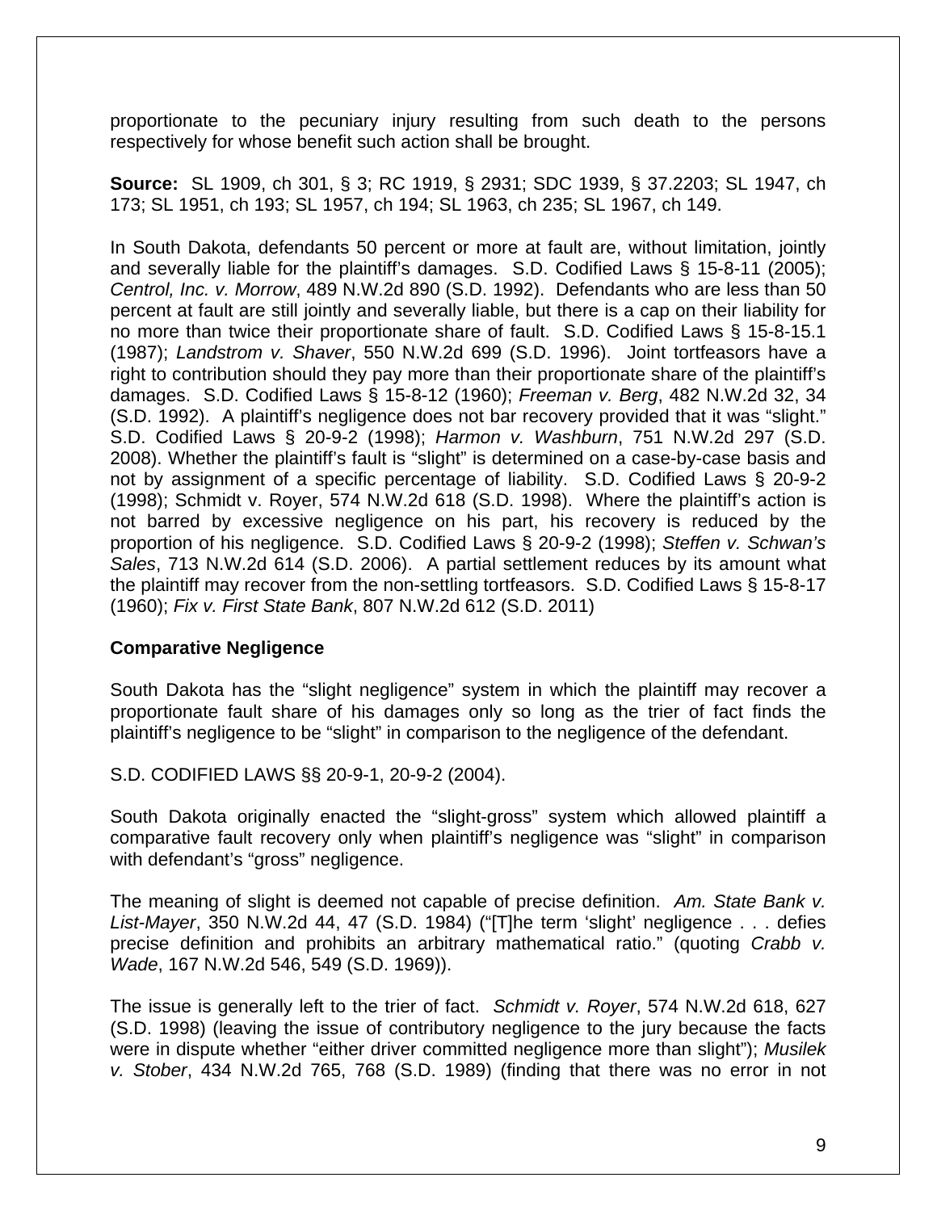proportionate to the pecuniary injury resulting from such death to the persons respectively for whose benefit such action shall be brought.

**Source:** SL 1909, ch 301, § 3; RC 1919, § 2931; SDC 1939, § 37.2203; SL 1947, ch 173; SL 1951, ch 193; SL 1957, ch 194; SL 1963, ch 235; SL 1967, ch 149.

In South Dakota, defendants 50 percent or more at fault are, without limitation, jointly and severally liable for the plaintiff's damages. S.D. Codified Laws § 15-8-11 (2005); *Centrol, Inc. v. Morrow*, 489 N.W.2d 890 (S.D. 1992). Defendants who are less than 50 percent at fault are still jointly and severally liable, but there is a cap on their liability for no more than twice their proportionate share of fault. S.D. Codified Laws § 15-8-15.1 (1987); *Landstrom v. Shaver*, 550 N.W.2d 699 (S.D. 1996). Joint tortfeasors have a right to contribution should they pay more than their proportionate share of the plaintiff's damages. S.D. Codified Laws § 15-8-12 (1960); *Freeman v. Berg*, 482 N.W.2d 32, 34 (S.D. 1992). A plaintiff's negligence does not bar recovery provided that it was "slight." S.D. Codified Laws § 20-9-2 (1998); *Harmon v. Washburn*, 751 N.W.2d 297 (S.D. 2008). Whether the plaintiff's fault is "slight" is determined on a case-by-case basis and not by assignment of a specific percentage of liability. S.D. Codified Laws § 20-9-2 (1998); Schmidt v. Royer, 574 N.W.2d 618 (S.D. 1998). Where the plaintiff's action is not barred by excessive negligence on his part, his recovery is reduced by the proportion of his negligence. S.D. Codified Laws § 20-9-2 (1998); *Steffen v. Schwan's Sales*, 713 N.W.2d 614 (S.D. 2006). A partial settlement reduces by its amount what the plaintiff may recover from the non-settling tortfeasors. S.D. Codified Laws § 15-8-17 (1960); *Fix v. First State Bank*, 807 N.W.2d 612 (S.D. 2011)

**Comparative Negligence**

South Dakota has the "slight negligence" system in which the plaintiff may recover a proportionate fault share of his damages only so long as the trier of fact finds the plaintiff's negligence to be "slight" in comparison to the negligence of the defendant.

S.D. CODIFIED LAWS §§ 20-9-1, 20-9-2 (2004).

South Dakota originally enacted the "slight-gross" system which allowed plaintiff a comparative fault recovery only when plaintiff's negligence was "slight" in comparison with defendant's "gross" negligence.

The meaning of slight is deemed not capable of precise definition. *Am. State Bank v. List-Mayer*, 350 N.W.2d 44, 47 (S.D. 1984) ("[T]he term 'slight' negligence . . . defies precise definition and prohibits an arbitrary mathematical ratio." (quoting *Crabb v. Wade*, 167 N.W.2d 546, 549 (S.D. 1969)).

The issue is generally left to the trier of fact. *Schmidt v. Royer*, 574 N.W.2d 618, 627 (S.D. 1998) (leaving the issue of contributory negligence to the jury because the facts were in dispute whether "either driver committed negligence more than slight"); *Musilek v. Stober*, 434 N.W.2d 765, 768 (S.D. 1989) (finding that there was no error in not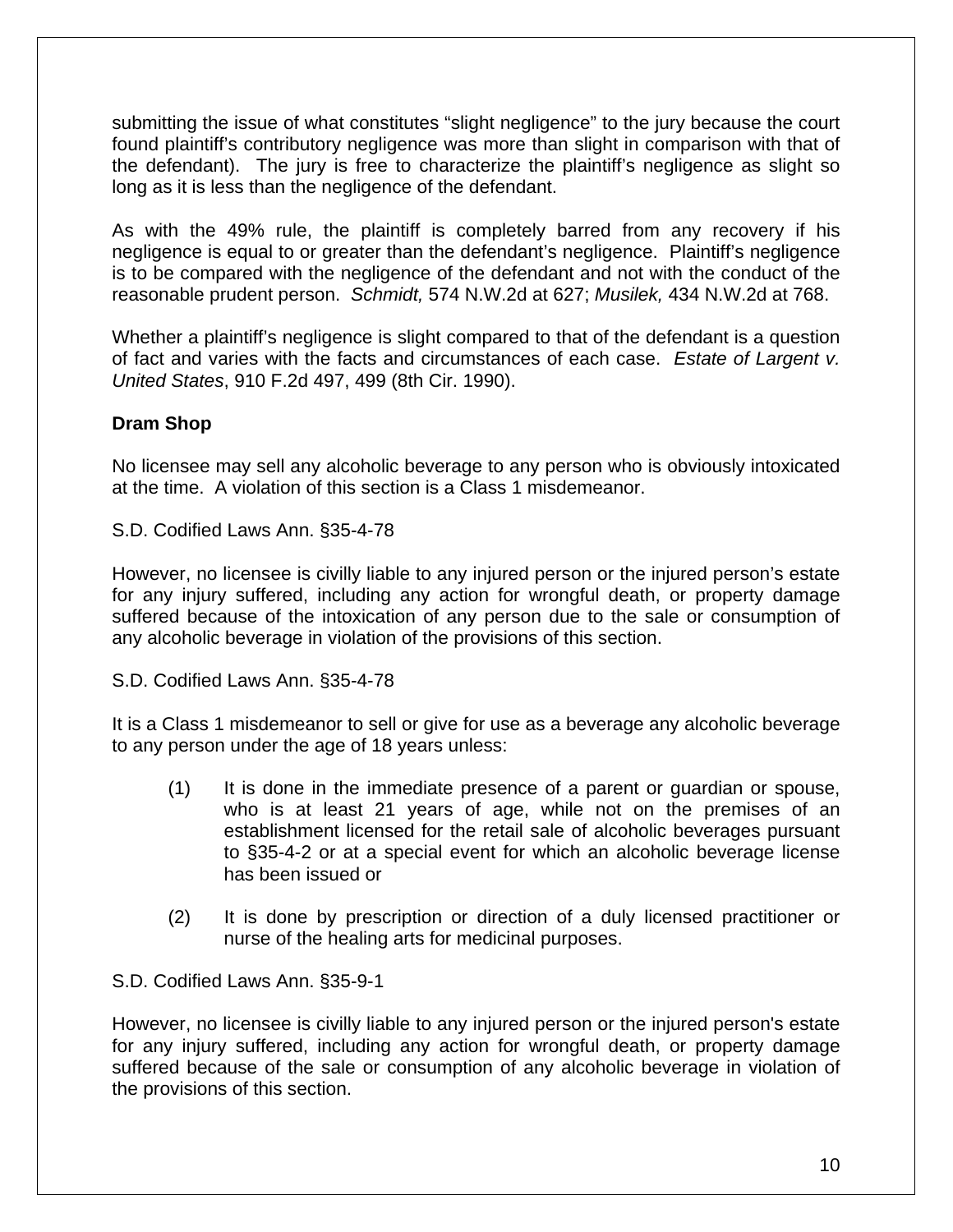submitting the issue of what constitutes "slight negligence" to the jury because the court found plaintiff's contributory negligence was more than slight in comparison with that of the defendant). The jury is free to characterize the plaintiff's negligence as slight so long as it is less than the negligence of the defendant.

As with the 49% rule, the plaintiff is completely barred from any recovery if his negligence is equal to or greater than the defendant's negligence. Plaintiff's negligence is to be compared with the negligence of the defendant and not with the conduct of the reasonable prudent person. *Schmidt,* 574 N.W.2d at 627; *Musilek,* 434 N.W.2d at 768.

Whether a plaintiff's negligence is slight compared to that of the defendant is a question of fact and varies with the facts and circumstances of each case. *Estate of Largent v. United States*, 910 F.2d 497, 499 (8th Cir. 1990).

**Dram Shop**

No licensee may sell any alcoholic beverage to any person who is obviously intoxicated at the time. A violation of this section is a Class 1 misdemeanor.

S.D. Codified Laws Ann. §35-4-78

However, no licensee is civilly liable to any injured person or the injured person's estate for any injury suffered, including any action for wrongful death, or property damage suffered because of the intoxication of any person due to the sale or consumption of any alcoholic beverage in violation of the provisions of this section.

S.D. Codified Laws Ann. §35-4-78

It is a Class 1 misdemeanor to sell or give for use as a beverage any alcoholic beverage to any person under the age of 18 years unless:

(1) It is done in the immediate presence of a parent or guardian or spouse, who is at least 21 years of age, while not on the premises of an establishment licensed for the retail sale of alcoholic beverages pursuant to §35-4-2 or at a special event for which an alcoholic beverage license has been issued or

(2) It is done by prescription or direction of a duly licensed practitioner or nurse of the healing arts for medicinal purposes.

S.D. Codified Laws Ann. §35-9-1

However, no licensee is civilly liable to any injured person or the injured person's estate for any injury suffered, including any action for wrongful death, or property damage suffered because of the sale or consumption of any alcoholic beverage in violation of the provisions of this section.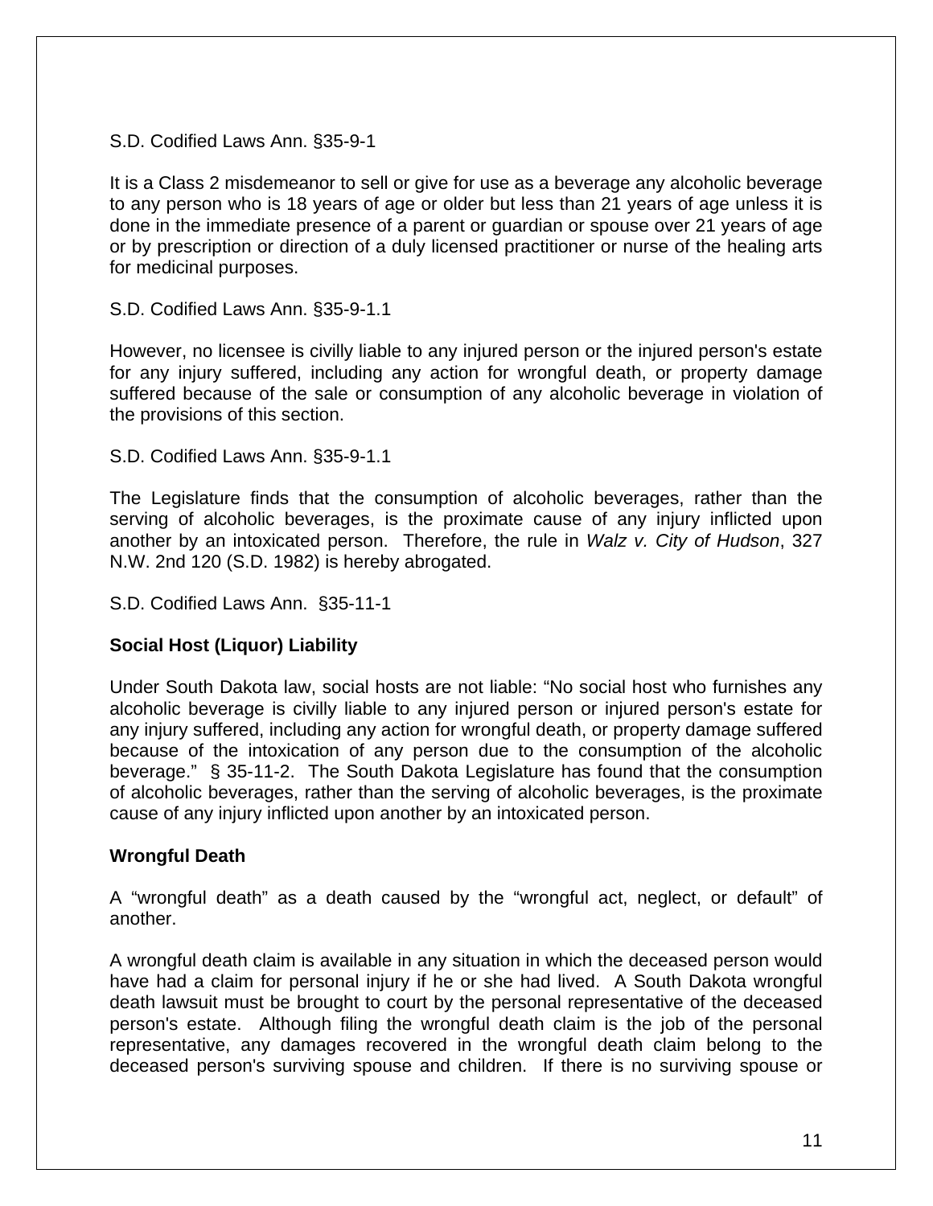S.D. Codified Laws Ann. §35-9-1

It is a Class 2 misdemeanor to sell or give for use as a beverage any alcoholic beverage to any person who is 18 years of age or older but less than 21 years of age unless it is done in the immediate presence of a parent or guardian or spouse over 21 years of age or by prescription or direction of a duly licensed practitioner or nurse of the healing arts for medicinal purposes.

S.D. Codified Laws Ann. §35-9-1.1

However, no licensee is civilly liable to any injured person or the injured person's estate for any injury suffered, including any action for wrongful death, or property damage suffered because of the sale or consumption of any alcoholic beverage in violation of the provisions of this section.

S.D. Codified Laws Ann. §35-9-1.1

The Legislature finds that the consumption of alcoholic beverages, rather than the serving of alcoholic beverages, is the proximate cause of any injury inflicted upon another by an intoxicated person. Therefore, the rule in *Walz v. City of Hudson*, 327 N.W. 2nd 120 (S.D. 1982) is hereby abrogated.

S.D. Codified Laws Ann. §35-11-1

**Social Host (Liquor) Liability**

Under South Dakota law, social hosts are not liable: "No social host who furnishes any alcoholic beverage is civilly liable to any injured person or injured person's estate for any injury suffered, including any action for wrongful death, or property damage suffered because of the intoxication of any person due to the consumption of the alcoholic beverage." § 35-11-2. The South Dakota Legislature has found that the consumption of alcoholic beverages, rather than the serving of alcoholic beverages, is the proximate cause of any injury inflicted upon another by an intoxicated person.

**Wrongful Death**

A "wrongful death" as a death caused by the "wrongful act, neglect, or default" of another.

A wrongful death claim is available in any situation in which the deceased person would have had a claim for personal injury if he or she had lived. A South Dakota wrongful death lawsuit must be brought to court by the personal representative of the deceased person's estate. Although filing the wrongful death claim is the job of the personal representative, any damages recovered in the wrongful death claim belong to the deceased person's surviving spouse and children. If there is no surviving spouse or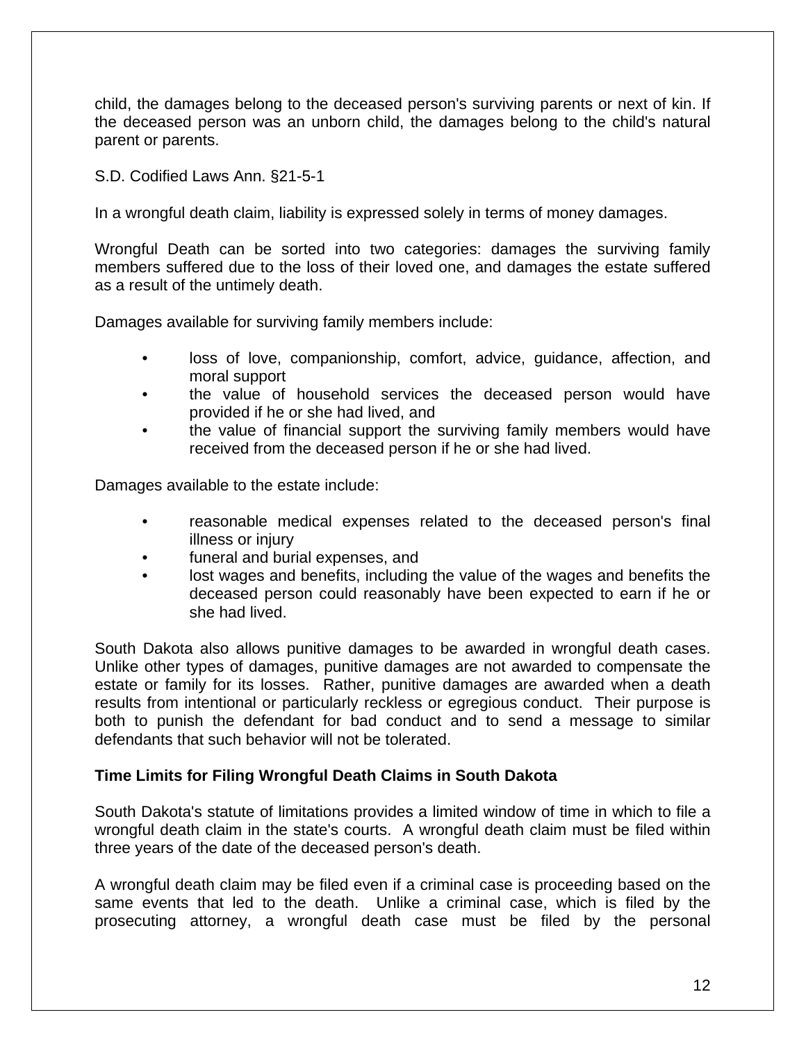child, the damages belong to the deceased person's surviving parents or next of kin. If the deceased person was an unborn child, the damages belong to the child's natural parent or parents.

S.D. Codified Laws Ann. §21-5-1

In a wrongful death claim, liability is expressed solely in terms of money damages.

Wrongful Death can be sorted into two categories: damages the surviving family members suffered due to the loss of their loved one, and damages the estate suffered as a result of the untimely death.

Damages available for surviving family members include:

- loss of love, companionship, comfort, advice, guidance, affection, and moral support
- the value of household services the deceased person would have provided if he or she had lived, and
- the value of financial support the surviving family members would have received from the deceased person if he or she had lived.

Damages available to the estate include:

- reasonable medical expenses related to the deceased person's final illness or injury
- funeral and burial expenses, and
- lost wages and benefits, including the value of the wages and benefits the deceased person could reasonably have been expected to earn if he or she had lived.

South Dakota also allows punitive damages to be awarded in wrongful death cases. Unlike other types of damages, punitive damages are not awarded to compensate the estate or family for its losses. Rather, punitive damages are awarded when a death results from intentional or particularly reckless or egregious conduct. Their purpose is both to punish the defendant for bad conduct and to send a message to similar defendants that such behavior will not be tolerated.

**Time Limits for Filing Wrongful Death Claims in South Dakota**

South Dakota's statute of limitations provides a limited window of time in which to file a wrongful death claim in the state's courts. A wrongful death claim must be filed within three years of the date of the deceased person's death.

A wrongful death claim may be filed even if a criminal case is proceeding based on the same events that led to the death. Unlike a criminal case, which is filed by the prosecuting attorney, a wrongful death case must be filed by the personal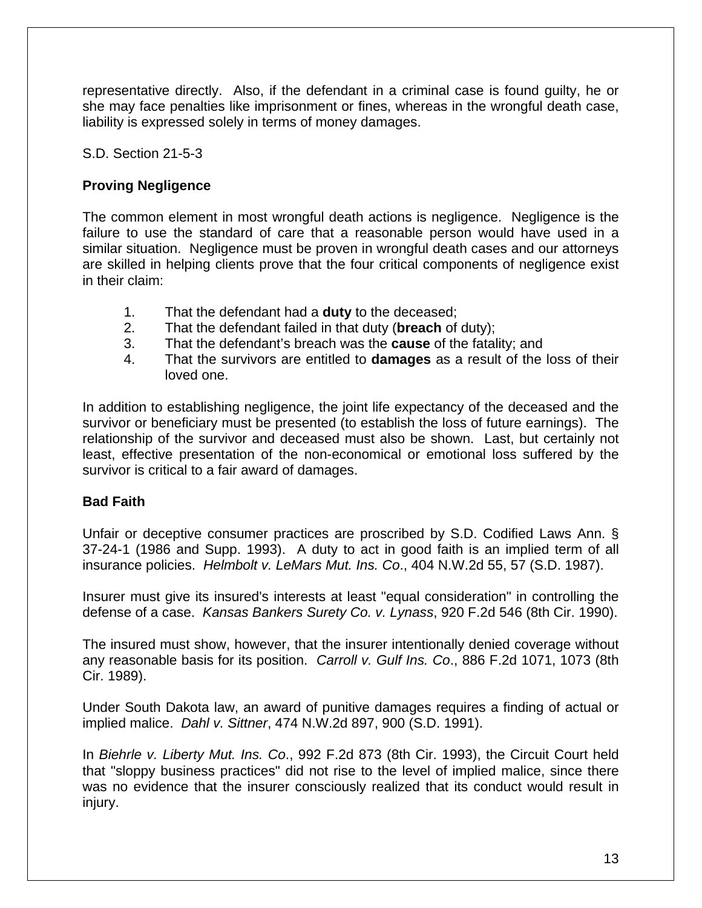representative directly. Also, if the defendant in a criminal case is found guilty, he or she may face penalties like imprisonment or fines, whereas in the wrongful death case, liability is expressed solely in terms of money damages.

S.D. Section 21-5-3

**Proving Negligence**

The common element in most wrongful death actions is negligence. Negligence is the failure to use the standard of care that a reasonable person would have used in a similar situation. Negligence must be proven in wrongful death cases and our attorneys are skilled in helping clients prove that the four critical components of negligence exist in their claim:

1. That the defendant had a **duty** to the deceased;
2. That the defendant failed in that duty (**breach** of duty);
3. That the defendant's breach was the **cause** of the fatality; and
4. That the survivors are entitled to **damages** as a result of the loss of their loved one.

In addition to establishing negligence, the joint life expectancy of the deceased and the survivor or beneficiary must be presented (to establish the loss of future earnings). The relationship of the survivor and deceased must also be shown. Last, but certainly not least, effective presentation of the non-economical or emotional loss suffered by the survivor is critical to a fair award of damages.

**Bad Faith**

Unfair or deceptive consumer practices are proscribed by S.D. Codified Laws Ann. § 37-24-1 (1986 and Supp. 1993). A duty to act in good faith is an implied term of all insurance policies. *Helmbolt v. LeMars Mut. Ins. Co*., 404 N.W.2d 55, 57 (S.D. 1987).

Insurer must give its insured's interests at least "equal consideration" in controlling the defense of a case. *Kansas Bankers Surety Co. v. Lynass*, 920 F.2d 546 (8th Cir. 1990).

The insured must show, however, that the insurer intentionally denied coverage without any reasonable basis for its position. *Carroll v. Gulf Ins. Co*., 886 F.2d 1071, 1073 (8th Cir. 1989).

Under South Dakota law, an award of punitive damages requires a finding of actual or implied malice. *Dahl v. Sittner*, 474 N.W.2d 897, 900 (S.D. 1991).

In *Biehrle v. Liberty Mut. Ins. Co*., 992 F.2d 873 (8th Cir. 1993), the Circuit Court held that "sloppy business practices" did not rise to the level of implied malice, since there was no evidence that the insurer consciously realized that its conduct would result in injury.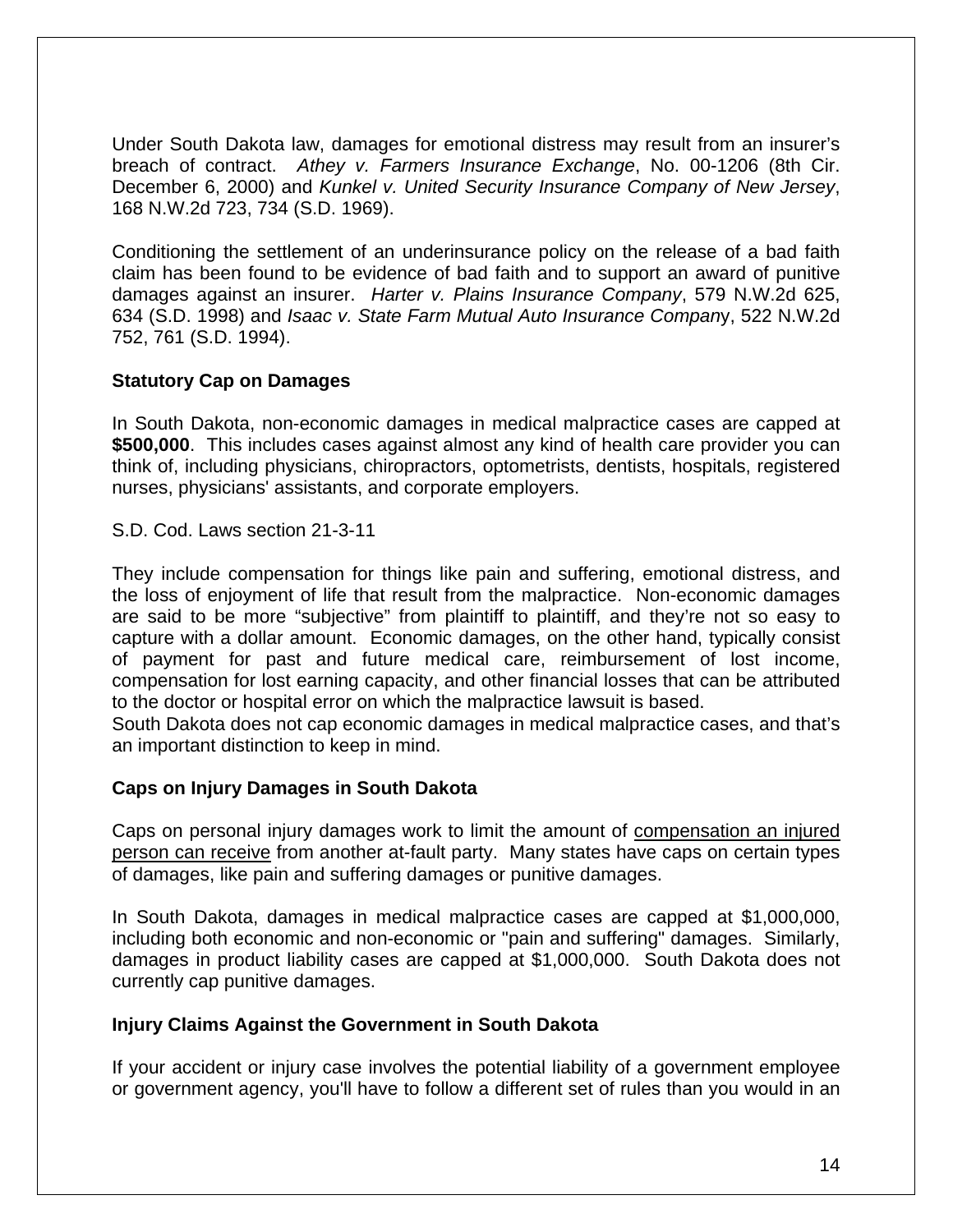Under South Dakota law, damages for emotional distress may result from an insurer's breach of contract. *Athey v. Farmers Insurance Exchange*, No. 00-1206 (8th Cir. December 6, 2000) and *Kunkel v. United Security Insurance Company of New Jersey*, 168 N.W.2d 723, 734 (S.D. 1969).

Conditioning the settlement of an underinsurance policy on the release of a bad faith claim has been found to be evidence of bad faith and to support an award of punitive damages against an insurer. *Harter v. Plains Insurance Company*, 579 N.W.2d 625, 634 (S.D. 1998) and *Isaac v. State Farm Mutual Auto Insurance Company*, 522 N.W.2d 752, 761 (S.D. 1994).

**Statutory Cap on Damages**

In South Dakota, non-economic damages in medical malpractice cases are capped at **$500,000**. This includes cases against almost any kind of health care provider you can think of, including physicians, chiropractors, optometrists, dentists, hospitals, registered nurses, physicians' assistants, and corporate employers.

S.D. Cod. Laws section 21-3-11

They include compensation for things like pain and suffering, emotional distress, and the loss of enjoyment of life that result from the malpractice. Non-economic damages are said to be more "subjective" from plaintiff to plaintiff, and they're not so easy to capture with a dollar amount. Economic damages, on the other hand, typically consist of payment for past and future medical care, reimbursement of lost income, compensation for lost earning capacity, and other financial losses that can be attributed to the doctor or hospital error on which the malpractice lawsuit is based.
South Dakota does not cap economic damages in medical malpractice cases, and that's an important distinction to keep in mind.

**Caps on Injury Damages in South Dakota**

Caps on personal injury damages work to limit the amount of compensation an injured person can receive from another at-fault party. Many states have caps on certain types of damages, like pain and suffering damages or punitive damages.

In South Dakota, damages in medical malpractice cases are capped at $1,000,000, including both economic and non-economic or "pain and suffering" damages. Similarly, damages in product liability cases are capped at $1,000,000. South Dakota does not currently cap punitive damages.

**Injury Claims Against the Government in South Dakota**

If your accident or injury case involves the potential liability of a government employee or government agency, you'll have to follow a different set of rules than you would in an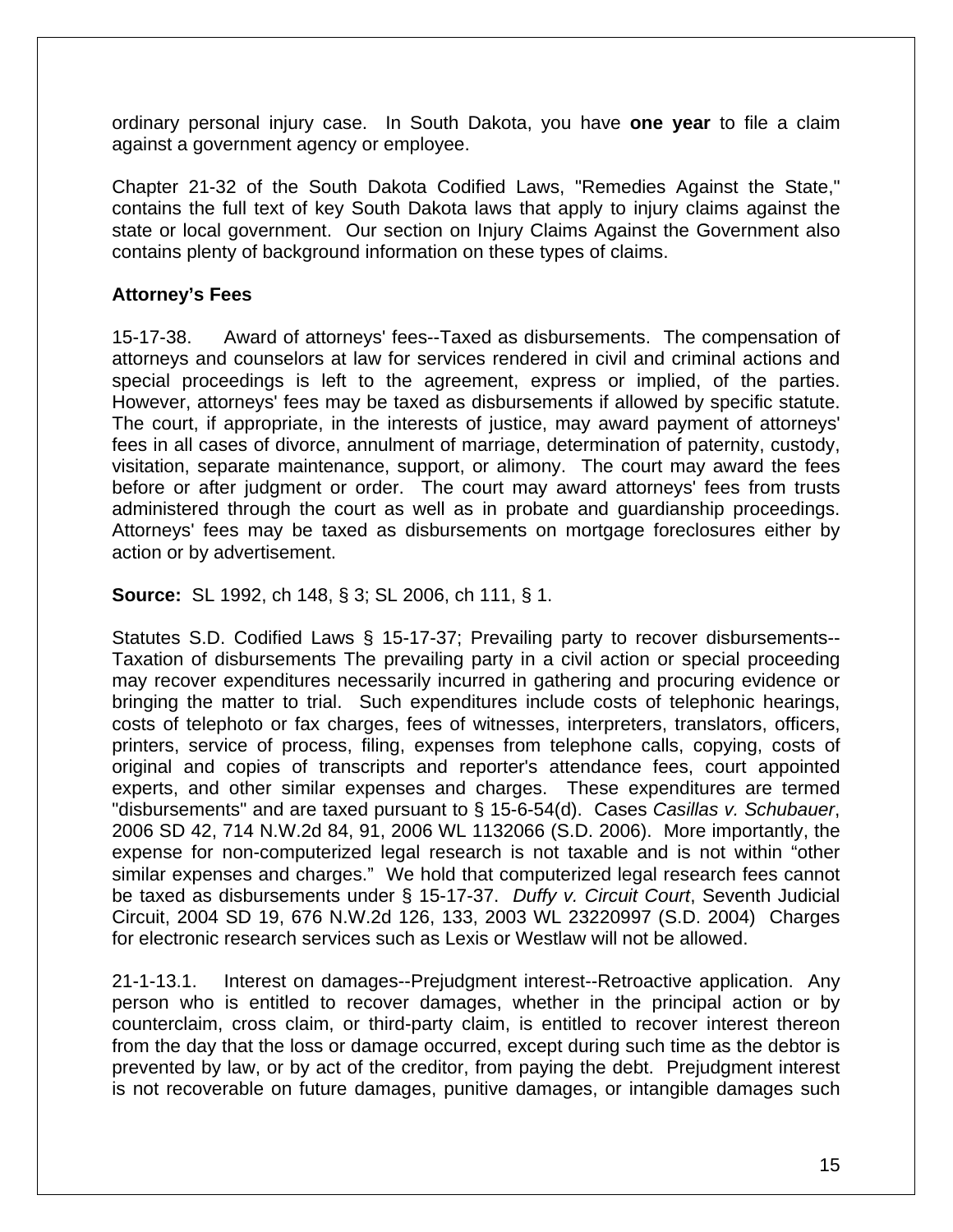ordinary personal injury case. In South Dakota, you have **one year** to file a claim against a government agency or employee.

Chapter 21-32 of the South Dakota Codified Laws, "Remedies Against the State," contains the full text of key South Dakota laws that apply to injury claims against the state or local government. Our section on Injury Claims Against the Government also contains plenty of background information on these types of claims.

**Attorney's Fees**

15-17-38. Award of attorneys' fees--Taxed as disbursements. The compensation of attorneys and counselors at law for services rendered in civil and criminal actions and special proceedings is left to the agreement, express or implied, of the parties. However, attorneys' fees may be taxed as disbursements if allowed by specific statute. The court, if appropriate, in the interests of justice, may award payment of attorneys' fees in all cases of divorce, annulment of marriage, determination of paternity, custody, visitation, separate maintenance, support, or alimony. The court may award the fees before or after judgment or order. The court may award attorneys' fees from trusts administered through the court as well as in probate and guardianship proceedings. Attorneys' fees may be taxed as disbursements on mortgage foreclosures either by action or by advertisement.

**Source:** SL 1992, ch 148, § 3; SL 2006, ch 111, § 1.

Statutes S.D. Codified Laws § 15-17-37; Prevailing party to recover disbursements--Taxation of disbursements The prevailing party in a civil action or special proceeding may recover expenditures necessarily incurred in gathering and procuring evidence or bringing the matter to trial. Such expenditures include costs of telephonic hearings, costs of telephoto or fax charges, fees of witnesses, interpreters, translators, officers, printers, service of process, filing, expenses from telephone calls, copying, costs of original and copies of transcripts and reporter's attendance fees, court appointed experts, and other similar expenses and charges. These expenditures are termed "disbursements" and are taxed pursuant to § 15-6-54(d). Cases *Casillas v. Schubauer*, 2006 SD 42, 714 N.W.2d 84, 91, 2006 WL 1132066 (S.D. 2006). More importantly, the expense for non-computerized legal research is not taxable and is not within "other similar expenses and charges." We hold that computerized legal research fees cannot be taxed as disbursements under § 15-17-37. *Duffy v. Circuit Court*, Seventh Judicial Circuit, 2004 SD 19, 676 N.W.2d 126, 133, 2003 WL 23220997 (S.D. 2004) Charges for electronic research services such as Lexis or Westlaw will not be allowed.

21-1-13.1. Interest on damages--Prejudgment interest--Retroactive application. Any person who is entitled to recover damages, whether in the principal action or by counterclaim, cross claim, or third-party claim, is entitled to recover interest thereon from the day that the loss or damage occurred, except during such time as the debtor is prevented by law, or by act of the creditor, from paying the debt. Prejudgment interest is not recoverable on future damages, punitive damages, or intangible damages such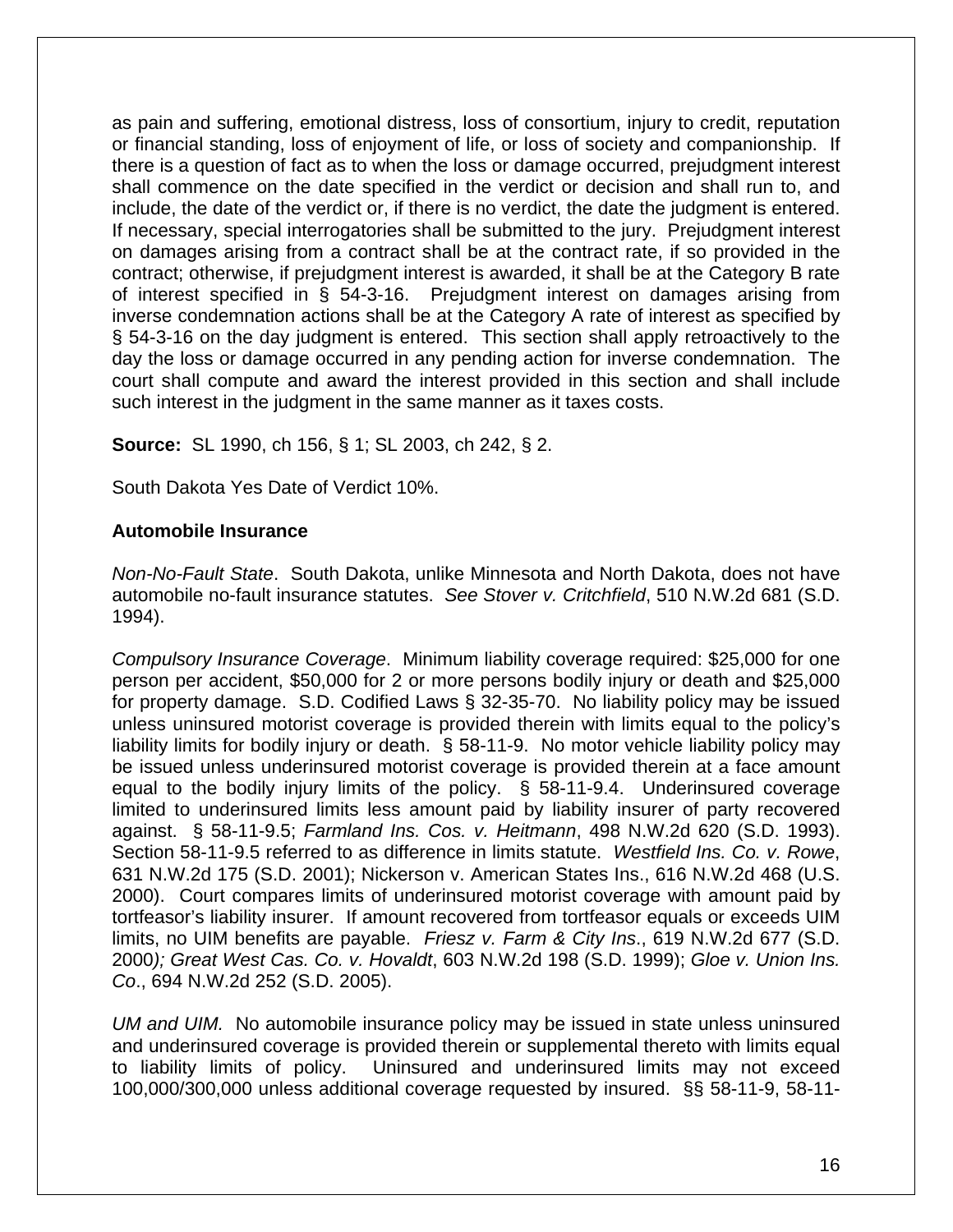as pain and suffering, emotional distress, loss of consortium, injury to credit, reputation or financial standing, loss of enjoyment of life, or loss of society and companionship. If there is a question of fact as to when the loss or damage occurred, prejudgment interest shall commence on the date specified in the verdict or decision and shall run to, and include, the date of the verdict or, if there is no verdict, the date the judgment is entered. If necessary, special interrogatories shall be submitted to the jury. Prejudgment interest on damages arising from a contract shall be at the contract rate, if so provided in the contract; otherwise, if prejudgment interest is awarded, it shall be at the Category B rate of interest specified in § 54-3-16. Prejudgment interest on damages arising from inverse condemnation actions shall be at the Category A rate of interest as specified by § 54-3-16 on the day judgment is entered. This section shall apply retroactively to the day the loss or damage occurred in any pending action for inverse condemnation. The court shall compute and award the interest provided in this section and shall include such interest in the judgment in the same manner as it taxes costs.

**Source:** SL 1990, ch 156, § 1; SL 2003, ch 242, § 2.

South Dakota Yes Date of Verdict 10%.

**Automobile Insurance**

*Non-No-Fault State*. South Dakota, unlike Minnesota and North Dakota, does not have automobile no-fault insurance statutes. *See Stover v. Critchfield*, 510 N.W.2d 681 (S.D. 1994).

*Compulsory Insurance Coverage*. Minimum liability coverage required: $25,000 for one person per accident, $50,000 for 2 or more persons bodily injury or death and $25,000 for property damage. S.D. Codified Laws § 32-35-70. No liability policy may be issued unless uninsured motorist coverage is provided therein with limits equal to the policy's liability limits for bodily injury or death. § 58-11-9. No motor vehicle liability policy may be issued unless underinsured motorist coverage is provided therein at a face amount equal to the bodily injury limits of the policy. § 58-11-9.4. Underinsured coverage limited to underinsured limits less amount paid by liability insurer of party recovered against. § 58-11-9.5; *Farmland Ins. Cos. v. Heitmann*, 498 N.W.2d 620 (S.D. 1993). Section 58-11-9.5 referred to as difference in limits statute. *Westfield Ins. Co. v. Rowe*, 631 N.W.2d 175 (S.D. 2001); Nickerson v. American States Ins., 616 N.W.2d 468 (U.S. 2000). Court compares limits of underinsured motorist coverage with amount paid by tortfeasor's liability insurer. If amount recovered from tortfeasor equals or exceeds UIM limits, no UIM benefits are payable. *Friesz v. Farm & City Ins*., 619 N.W.2d 677 (S.D. 2000); *Great West Cas. Co. v. Hovaldt*, 603 N.W.2d 198 (S.D. 1999); *Gloe v. Union Ins. Co*., 694 N.W.2d 252 (S.D. 2005).

*UM and UIM.* No automobile insurance policy may be issued in state unless uninsured and underinsured coverage is provided therein or supplemental thereto with limits equal to liability limits of policy. Uninsured and underinsured limits may not exceed 100,000/300,000 unless additional coverage requested by insured. §§ 58-11-9, 58-11-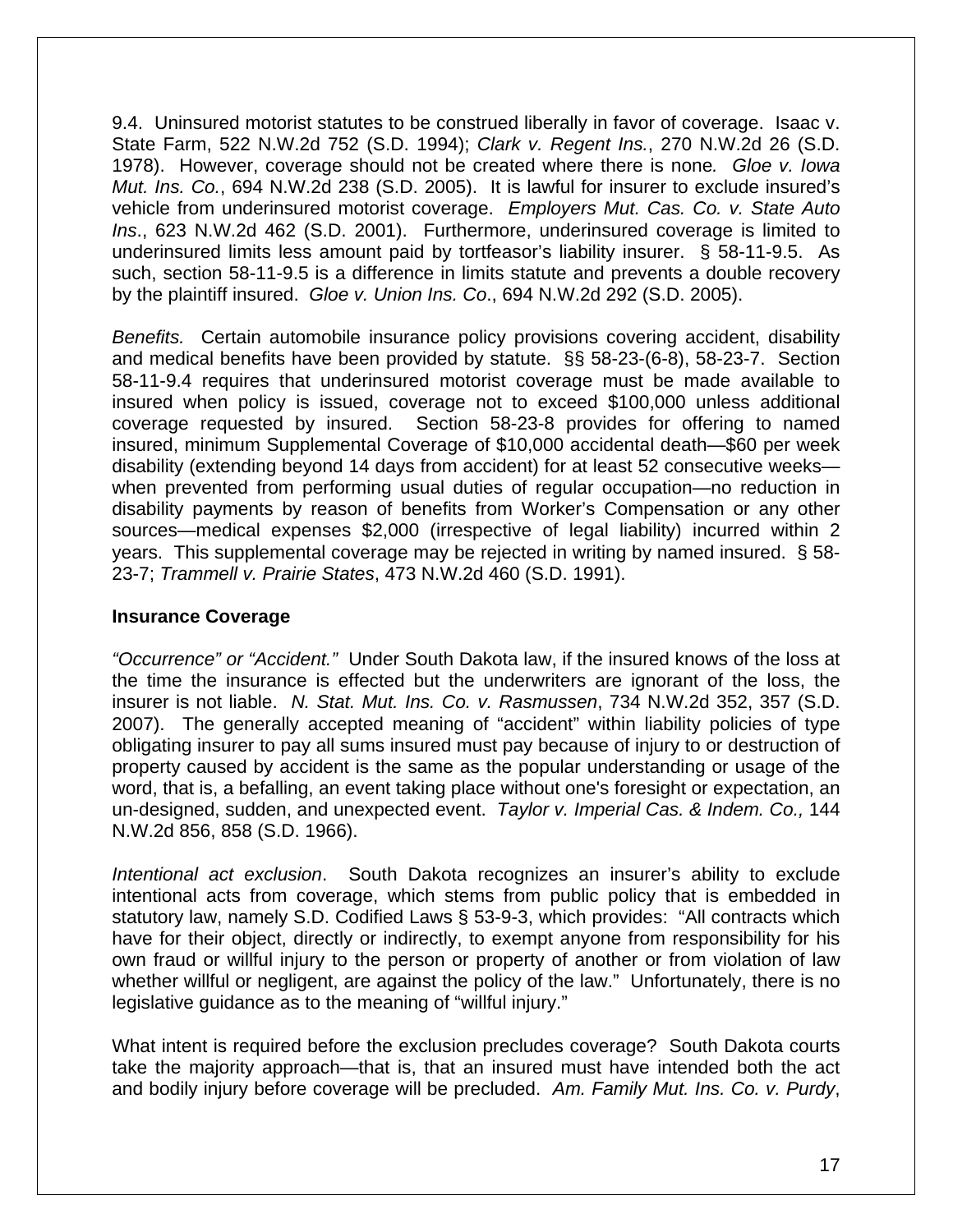9.4. Uninsured motorist statutes to be construed liberally in favor of coverage. Isaac v. State Farm, 522 N.W.2d 752 (S.D. 1994); *Clark v. Regent Ins.*, 270 N.W.2d 26 (S.D. 1978). However, coverage should not be created where there is none*. Gloe v. Iowa Mut. Ins. Co.*, 694 N.W.2d 238 (S.D. 2005). It is lawful for insurer to exclude insured's vehicle from underinsured motorist coverage. *Employers Mut. Cas. Co. v. State Auto Ins*., 623 N.W.2d 462 (S.D. 2001). Furthermore, underinsured coverage is limited to underinsured limits less amount paid by tortfeasor's liability insurer. § 58-11-9.5. As such, section 58-11-9.5 is a difference in limits statute and prevents a double recovery by the plaintiff insured. *Gloe v. Union Ins. Co*., 694 N.W.2d 292 (S.D. 2005).

*Benefits.* Certain automobile insurance policy provisions covering accident, disability and medical benefits have been provided by statute. §§ 58-23-(6-8), 58-23-7. Section 58-11-9.4 requires that underinsured motorist coverage must be made available to insured when policy is issued, coverage not to exceed \$100,000 unless additional coverage requested by insured. Section 58-23-8 provides for offering to named insured, minimum Supplemental Coverage of \$10,000 accidental death—\$60 per week disability (extending beyond 14 days from accident) for at least 52 consecutive weeks—when prevented from performing usual duties of regular occupation—no reduction in disability payments by reason of benefits from Worker's Compensation or any other sources—medical expenses \$2,000 (irrespective of legal liability) incurred within 2 years. This supplemental coverage may be rejected in writing by named insured. § 58-23-7; *Trammell v. Prairie States*, 473 N.W.2d 460 (S.D. 1991).

**Insurance Coverage**

*"Occurrence" or "Accident."* Under South Dakota law, if the insured knows of the loss at the time the insurance is effected but the underwriters are ignorant of the loss, the insurer is not liable. *N. Stat. Mut. Ins. Co. v. Rasmussen*, 734 N.W.2d 352, 357 (S.D. 2007). The generally accepted meaning of "accident" within liability policies of type obligating insurer to pay all sums insured must pay because of injury to or destruction of property caused by accident is the same as the popular understanding or usage of the word, that is, a befalling, an event taking place without one's foresight or expectation, an un-designed, sudden, and unexpected event. *Taylor v. Imperial Cas. & Indem. Co.,* 144 N.W.2d 856, 858 (S.D. 1966).

*Intentional act exclusion*. South Dakota recognizes an insurer's ability to exclude intentional acts from coverage, which stems from public policy that is embedded in statutory law, namely S.D. Codified Laws § 53-9-3, which provides: "All contracts which have for their object, directly or indirectly, to exempt anyone from responsibility for his own fraud or willful injury to the person or property of another or from violation of law whether willful or negligent, are against the policy of the law." Unfortunately, there is no legislative guidance as to the meaning of "willful injury."

What intent is required before the exclusion precludes coverage? South Dakota courts take the majority approach—that is, that an insured must have intended both the act and bodily injury before coverage will be precluded. *Am. Family Mut. Ins. Co. v. Purdy*,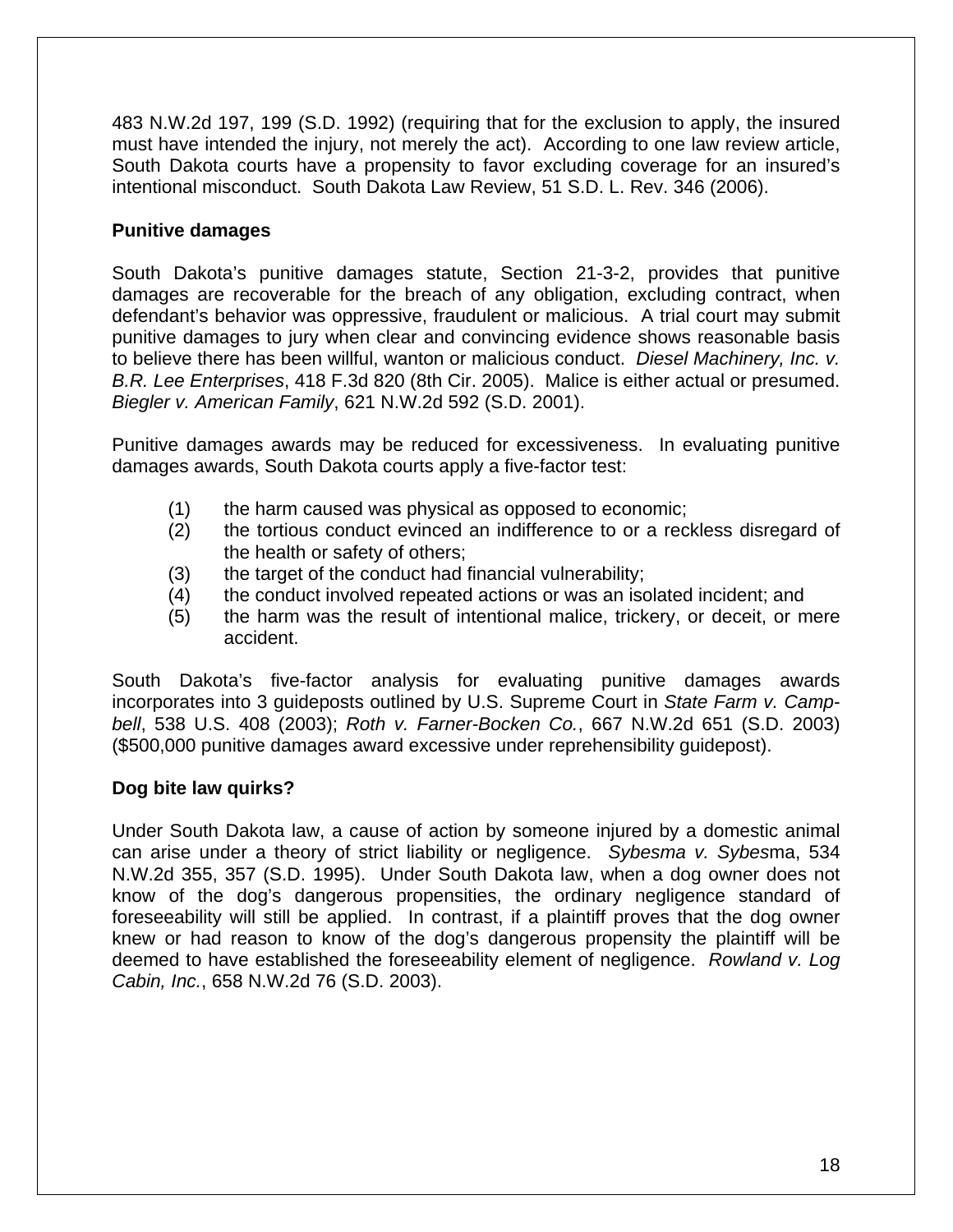483 N.W.2d 197, 199 (S.D. 1992) (requiring that for the exclusion to apply, the insured must have intended the injury, not merely the act). According to one law review article, South Dakota courts have a propensity to favor excluding coverage for an insured's intentional misconduct. South Dakota Law Review, 51 S.D. L. Rev. 346 (2006).

**Punitive damages**

South Dakota's punitive damages statute, Section 21-3-2, provides that punitive damages are recoverable for the breach of any obligation, excluding contract, when defendant's behavior was oppressive, fraudulent or malicious. A trial court may submit punitive damages to jury when clear and convincing evidence shows reasonable basis to believe there has been willful, wanton or malicious conduct. *Diesel Machinery, Inc. v. B.R. Lee Enterprises*, 418 F.3d 820 (8th Cir. 2005). Malice is either actual or presumed. *Biegler v. American Family*, 621 N.W.2d 592 (S.D. 2001).

Punitive damages awards may be reduced for excessiveness. In evaluating punitive damages awards, South Dakota courts apply a five-factor test:

(1) the harm caused was physical as opposed to economic;
(2) the tortious conduct evinced an indifference to or a reckless disregard of the health or safety of others;
(3) the target of the conduct had financial vulnerability;
(4) the conduct involved repeated actions or was an isolated incident; and
(5) the harm was the result of intentional malice, trickery, or deceit, or mere accident.

South Dakota's five-factor analysis for evaluating punitive damages awards incorporates into 3 guideposts outlined by U.S. Supreme Court in *State Farm v. Campbell*, 538 U.S. 408 (2003); *Roth v. Farner-Bocken Co.*, 667 N.W.2d 651 (S.D. 2003) ($500,000 punitive damages award excessive under reprehensibility guidepost).

**Dog bite law quirks?**

Under South Dakota law, a cause of action by someone injured by a domestic animal can arise under a theory of strict liability or negligence. *Sybesma v. Sybesma*, 534 N.W.2d 355, 357 (S.D. 1995). Under South Dakota law, when a dog owner does not know of the dog's dangerous propensities, the ordinary negligence standard of foreseeability will still be applied. In contrast, if a plaintiff proves that the dog owner knew or had reason to know of the dog's dangerous propensity the plaintiff will be deemed to have established the foreseeability element of negligence. *Rowland v. Log Cabin, Inc.*, 658 N.W.2d 76 (S.D. 2003).